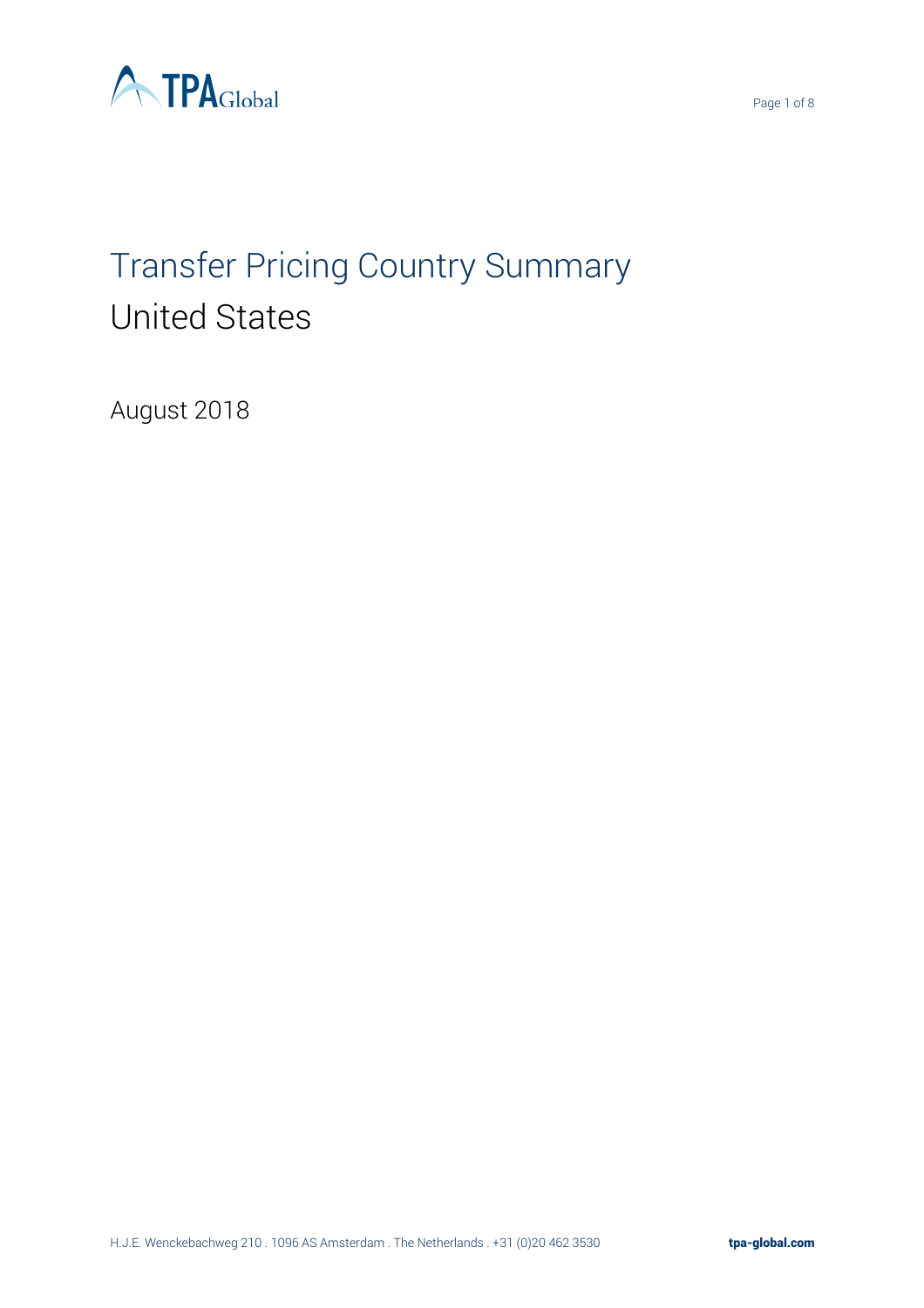# Transfer Pricing Country Summary

## United States

August 2018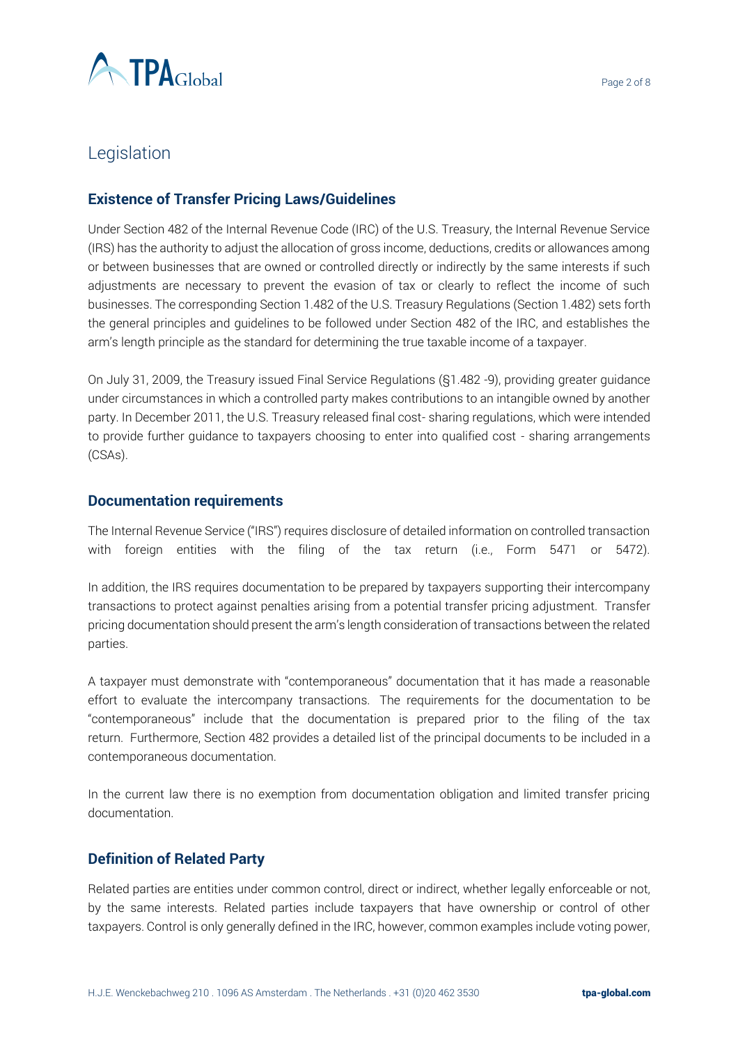## Legislation

### Existence of Transfer Pricing Laws/Guidelines

Under Section 482 of the Internal Revenue Code (IRC) of the U.S. Treasury, the Internal Revenue Service (IRS) has the authority to adjust the allocation of gross income, deductions, credits or allowances among or between businesses that are owned or controlled directly or indirectly by the same interests if such adjustments are necessary to prevent the evasion of tax or clearly to reflect the income of such businesses. The corresponding Section 1.482 of the U.S. Treasury Regulations (Section 1.482) sets forth the general principles and guidelines to be followed under Section 482 of the IRC, and establishes the arm's length principle as the standard for determining the true taxable income of a taxpayer.

On July 31, 2009, the Treasury issued Final Service Regulations (§1.482 -9), providing greater guidance under circumstances in which a controlled party makes contributions to an intangible owned by another party. In December 2011, the U.S. Treasury released final cost- sharing regulations, which were intended to provide further guidance to taxpayers choosing to enter into qualified cost - sharing arrangements (CSAs).

### Documentation requirements

The Internal Revenue Service ("IRS") requires disclosure of detailed information on controlled transaction with foreign entities with the filing of the tax return (i.e., Form 5471 or 5472).

In addition, the IRS requires documentation to be prepared by taxpayers supporting their intercompany transactions to protect against penalties arising from a potential transfer pricing adjustment. Transfer pricing documentation should present the arm's length consideration of transactions between the related parties.

A taxpayer must demonstrate with "contemporaneous" documentation that it has made a reasonable effort to evaluate the intercompany transactions. The requirements for the documentation to be "contemporaneous" include that the documentation is prepared prior to the filing of the tax return. Furthermore, Section 482 provides a detailed list of the principal documents to be included in a contemporaneous documentation.

In the current law there is no exemption from documentation obligation and limited transfer pricing documentation.

### Definition of Related Party

Related parties are entities under common control, direct or indirect, whether legally enforceable or not, by the same interests. Related parties include taxpayers that have ownership or control of other taxpayers. Control is only generally defined in the IRC, however, common examples include voting power,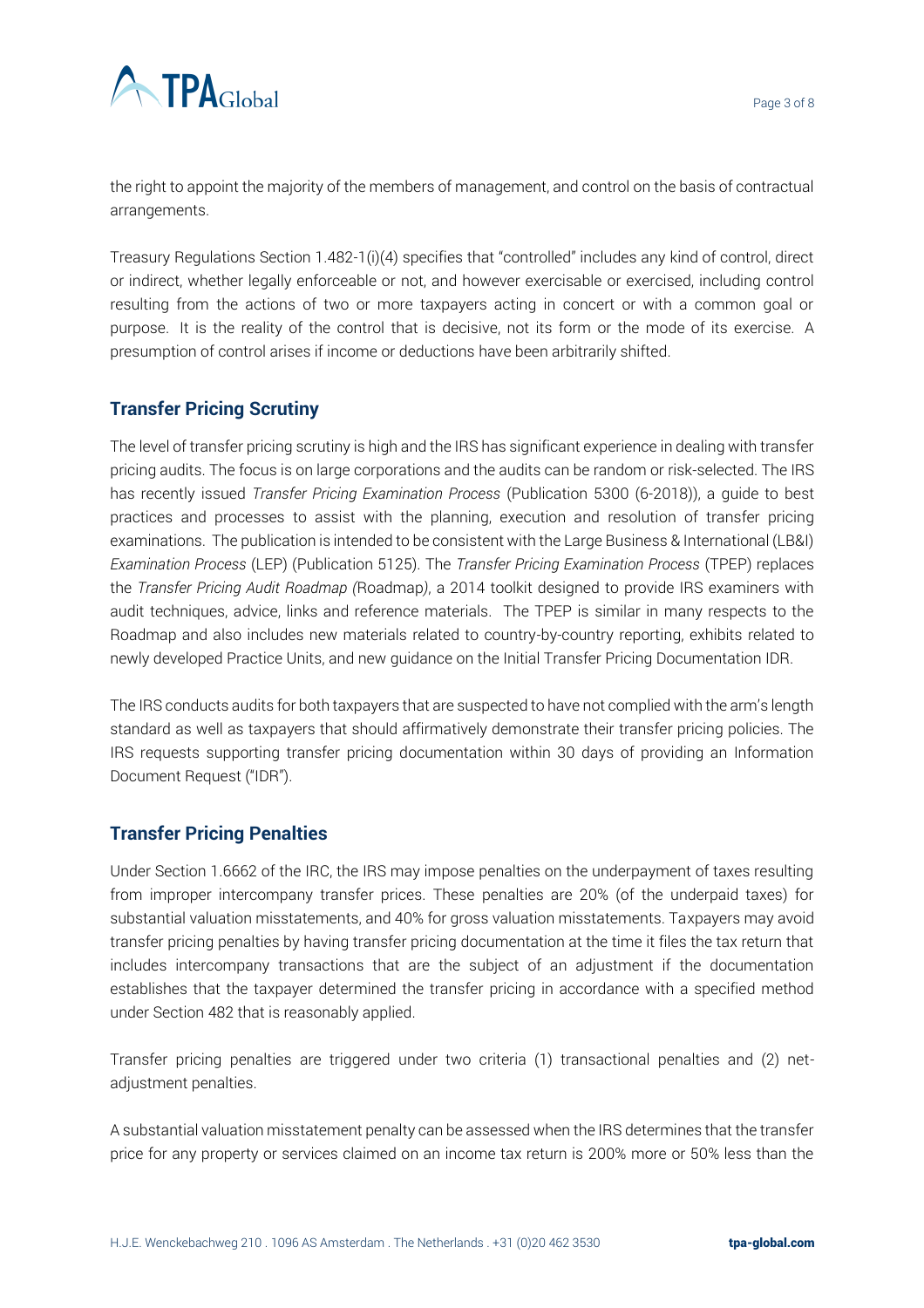the right to appoint the majority of the members of management, and control on the basis of contractual arrangements.

Treasury Regulations Section 1.482-1(i)(4) specifies that "controlled" includes any kind of control, direct or indirect, whether legally enforceable or not, and however exercisable or exercised, including control resulting from the actions of two or more taxpayers acting in concert or with a common goal or purpose. It is the reality of the control that is decisive, not its form or the mode of its exercise. A presumption of control arises if income or deductions have been arbitrarily shifted.

## Transfer Pricing Scrutiny

The level of transfer pricing scrutiny is high and the IRS has significant experience in dealing with transfer pricing audits. The focus is on large corporations and the audits can be random or risk-selected. The IRS has recently issued *Transfer Pricing Examination Process* (Publication 5300 (6-2018)), a guide to best practices and processes to assist with the planning, execution and resolution of transfer pricing examinations. The publication is intended to be consistent with the Large Business & International (LB&I) *Examination Process* (LEP) (Publication 5125). The *Transfer Pricing Examination Process* (TPEP) replaces the *Transfer Pricing Audit Roadmap (*Roadmap*)*, a 2014 toolkit designed to provide IRS examiners with audit techniques, advice, links and reference materials. The TPEP is similar in many respects to the Roadmap and also includes new materials related to country-by-country reporting, exhibits related to newly developed Practice Units, and new guidance on the Initial Transfer Pricing Documentation IDR.

The IRS conducts audits for both taxpayers that are suspected to have not complied with the arm's length standard as well as taxpayers that should affirmatively demonstrate their transfer pricing policies. The IRS requests supporting transfer pricing documentation within 30 days of providing an Information Document Request ("IDR").

## Transfer Pricing Penalties

Under Section 1.6662 of the IRC, the IRS may impose penalties on the underpayment of taxes resulting from improper intercompany transfer prices. These penalties are 20% (of the underpaid taxes) for substantial valuation misstatements, and 40% for gross valuation misstatements. Taxpayers may avoid transfer pricing penalties by having transfer pricing documentation at the time it files the tax return that includes intercompany transactions that are the subject of an adjustment if the documentation establishes that the taxpayer determined the transfer pricing in accordance with a specified method under Section 482 that is reasonably applied.

Transfer pricing penalties are triggered under two criteria (1) transactional penalties and (2) net-adjustment penalties.

A substantial valuation misstatement penalty can be assessed when the IRS determines that the transfer price for any property or services claimed on an income tax return is 200% more or 50% less than the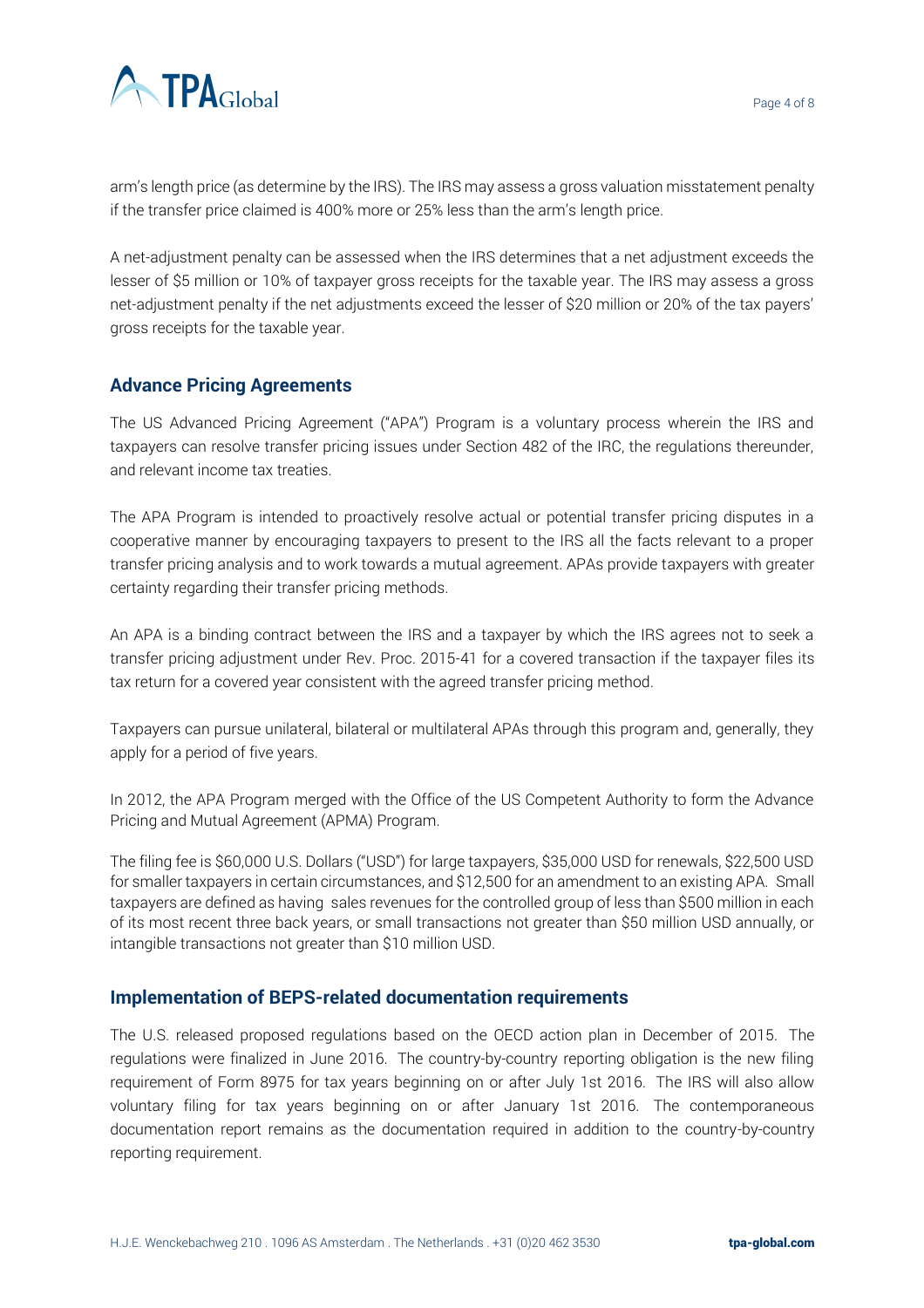arm's length price (as determine by the IRS). The IRS may assess a gross valuation misstatement penalty if the transfer price claimed is 400% more or 25% less than the arm's length price.

A net-adjustment penalty can be assessed when the IRS determines that a net adjustment exceeds the lesser of $5 million or 10% of taxpayer gross receipts for the taxable year. The IRS may assess a gross net-adjustment penalty if the net adjustments exceed the lesser of $20 million or 20% of the tax payers' gross receipts for the taxable year.

## Advance Pricing Agreements

The US Advanced Pricing Agreement ("APA") Program is a voluntary process wherein the IRS and taxpayers can resolve transfer pricing issues under Section 482 of the IRC, the regulations thereunder, and relevant income tax treaties.

The APA Program is intended to proactively resolve actual or potential transfer pricing disputes in a cooperative manner by encouraging taxpayers to present to the IRS all the facts relevant to a proper transfer pricing analysis and to work towards a mutual agreement. APAs provide taxpayers with greater certainty regarding their transfer pricing methods.

An APA is a binding contract between the IRS and a taxpayer by which the IRS agrees not to seek a transfer pricing adjustment under Rev. Proc. 2015-41 for a covered transaction if the taxpayer files its tax return for a covered year consistent with the agreed transfer pricing method.

Taxpayers can pursue unilateral, bilateral or multilateral APAs through this program and, generally, they apply for a period of five years.

In 2012, the APA Program merged with the Office of the US Competent Authority to form the Advance Pricing and Mutual Agreement (APMA) Program.

The filing fee is $60,000 U.S. Dollars ("USD") for large taxpayers, $35,000 USD for renewals, $22,500 USD for smaller taxpayers in certain circumstances, and $12,500 for an amendment to an existing APA. Small taxpayers are defined as having sales revenues for the controlled group of less than $500 million in each of its most recent three back years, or small transactions not greater than $50 million USD annually, or intangible transactions not greater than $10 million USD.

## Implementation of BEPS-related documentation requirements

The U.S. released proposed regulations based on the OECD action plan in December of 2015. The regulations were finalized in June 2016. The country-by-country reporting obligation is the new filing requirement of Form 8975 for tax years beginning on or after July 1st 2016. The IRS will also allow voluntary filing for tax years beginning on or after January 1st 2016. The contemporaneous documentation report remains as the documentation required in addition to the country-by-country reporting requirement.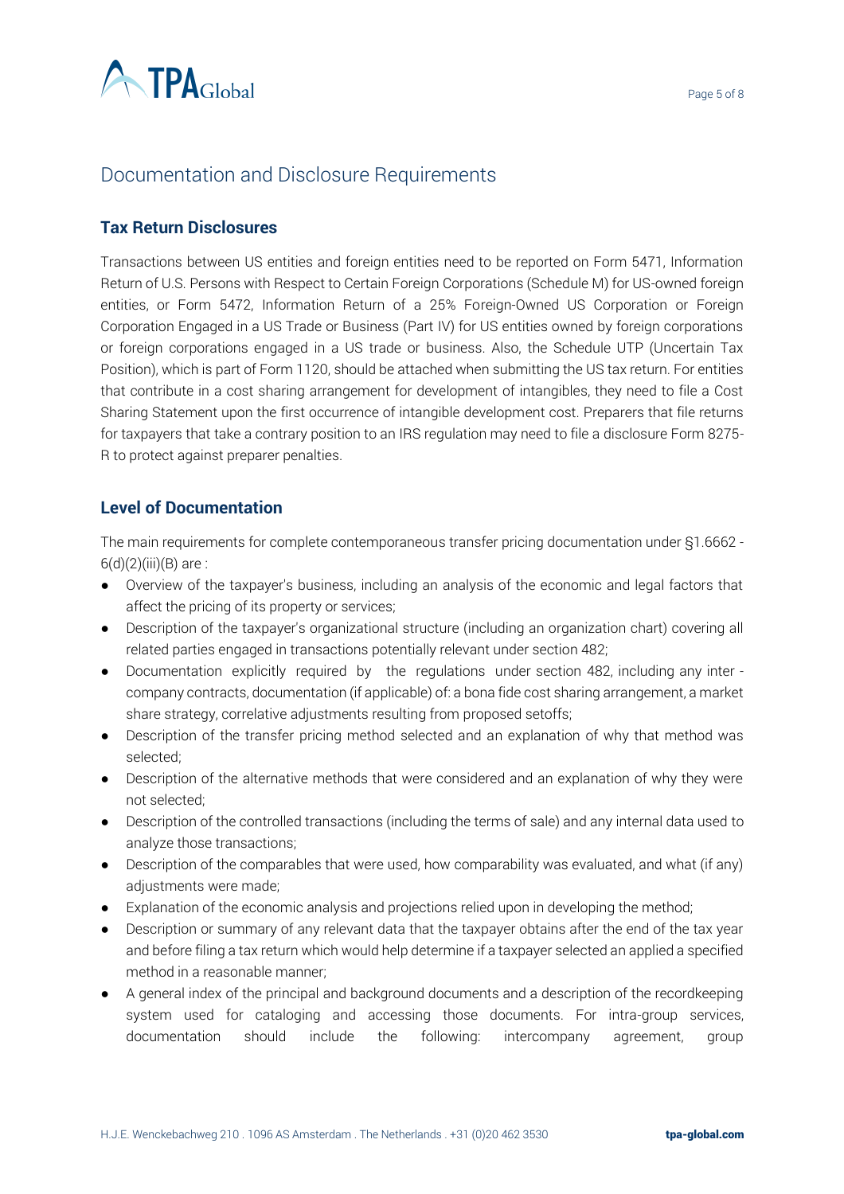## Documentation and Disclosure Requirements

### Tax Return Disclosures

Transactions between US entities and foreign entities need to be reported on Form 5471, Information Return of U.S. Persons with Respect to Certain Foreign Corporations (Schedule M) for US-owned foreign entities, or Form 5472, Information Return of a 25% Foreign-Owned US Corporation or Foreign Corporation Engaged in a US Trade or Business (Part IV) for US entities owned by foreign corporations or foreign corporations engaged in a US trade or business. Also, the Schedule UTP (Uncertain Tax Position), which is part of Form 1120, should be attached when submitting the US tax return. For entities that contribute in a cost sharing arrangement for development of intangibles, they need to file a Cost Sharing Statement upon the first occurrence of intangible development cost. Preparers that file returns for taxpayers that take a contrary position to an IRS regulation may need to file a disclosure Form 8275-R to protect against preparer penalties.

### Level of Documentation

The main requirements for complete contemporaneous transfer pricing documentation under §1.6662 -6(d)(2)(iii)(B) are :

- Overview of the taxpayer's business, including an analysis of the economic and legal factors that affect the pricing of its property or services;
- Description of the taxpayer's organizational structure (including an organization chart) covering all related parties engaged in transactions potentially relevant under section 482;
- Documentation explicitly required by the regulations under section 482, including any inter - company contracts, documentation (if applicable) of: a bona fide cost sharing arrangement, a market share strategy, correlative adjustments resulting from proposed setoffs;
- Description of the transfer pricing method selected and an explanation of why that method was selected;
- Description of the alternative methods that were considered and an explanation of why they were not selected;
- Description of the controlled transactions (including the terms of sale) and any internal data used to analyze those transactions;
- Description of the comparables that were used, how comparability was evaluated, and what (if any) adjustments were made;
- Explanation of the economic analysis and projections relied upon in developing the method;
- Description or summary of any relevant data that the taxpayer obtains after the end of the tax year and before filing a tax return which would help determine if a taxpayer selected an applied a specified method in a reasonable manner;
- A general index of the principal and background documents and a description of the recordkeeping system used for cataloging and accessing those documents. For intra-group services, documentation should include the following: intercompany agreement, group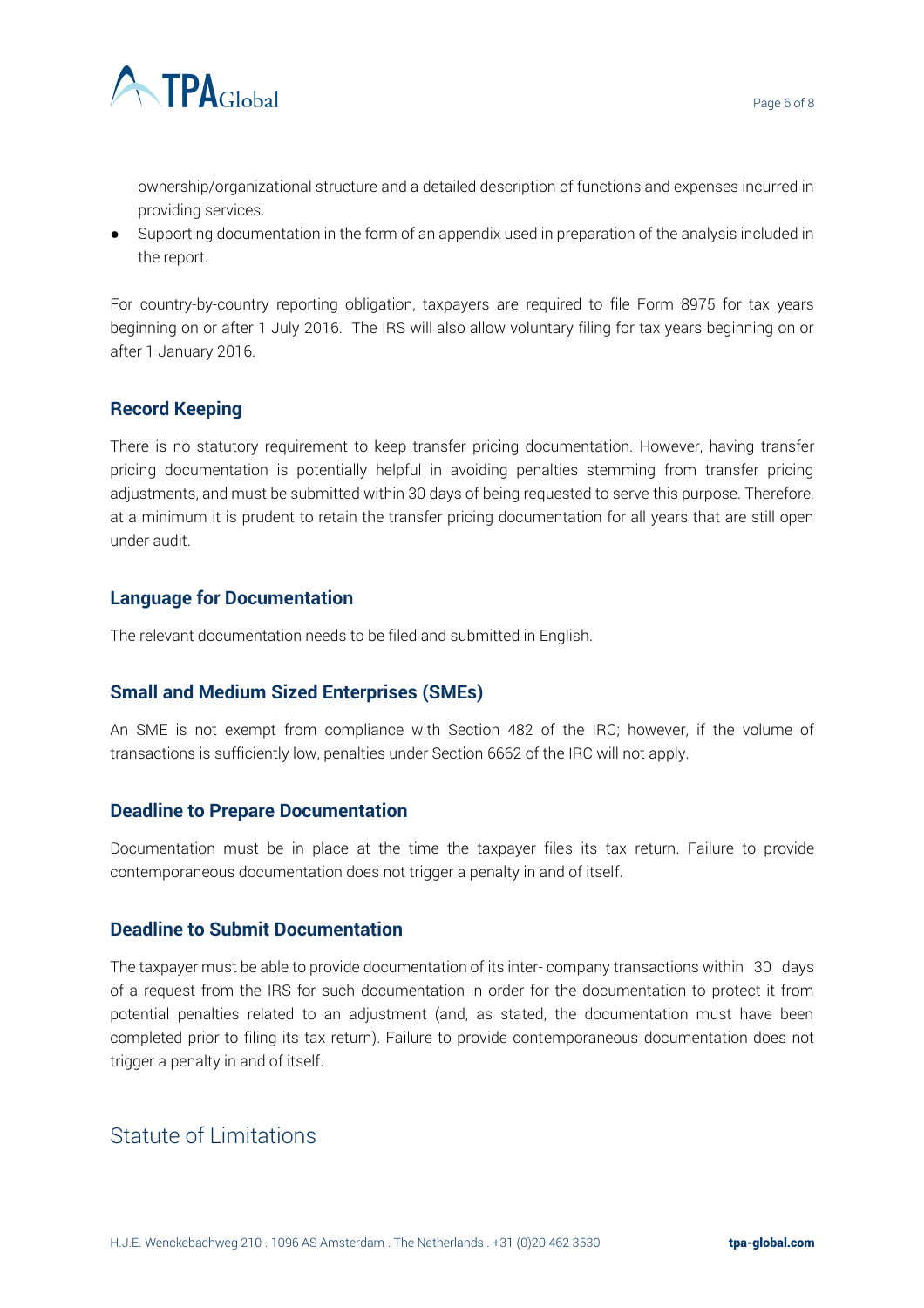ownership/organizational structure and a detailed description of functions and expenses incurred in providing services.

- Supporting documentation in the form of an appendix used in preparation of the analysis included in the report.

For country-by-country reporting obligation, taxpayers are required to file Form 8975 for tax years beginning on or after 1 July 2016. The IRS will also allow voluntary filing for tax years beginning on or after 1 January 2016.

### Record Keeping

There is no statutory requirement to keep transfer pricing documentation. However, having transfer pricing documentation is potentially helpful in avoiding penalties stemming from transfer pricing adjustments, and must be submitted within 30 days of being requested to serve this purpose. Therefore, at a minimum it is prudent to retain the transfer pricing documentation for all years that are still open under audit.

### Language for Documentation

The relevant documentation needs to be filed and submitted in English.

### Small and Medium Sized Enterprises (SMEs)

An SME is not exempt from compliance with Section 482 of the IRC; however, if the volume of transactions is sufficiently low, penalties under Section 6662 of the IRC will not apply.

### Deadline to Prepare Documentation

Documentation must be in place at the time the taxpayer files its tax return. Failure to provide contemporaneous documentation does not trigger a penalty in and of itself.

### Deadline to Submit Documentation

The taxpayer must be able to provide documentation of its inter- company transactions within 30 days of a request from the IRS for such documentation in order for the documentation to protect it from potential penalties related to an adjustment (and, as stated, the documentation must have been completed prior to filing its tax return). Failure to provide contemporaneous documentation does not trigger a penalty in and of itself.

## Statute of Limitations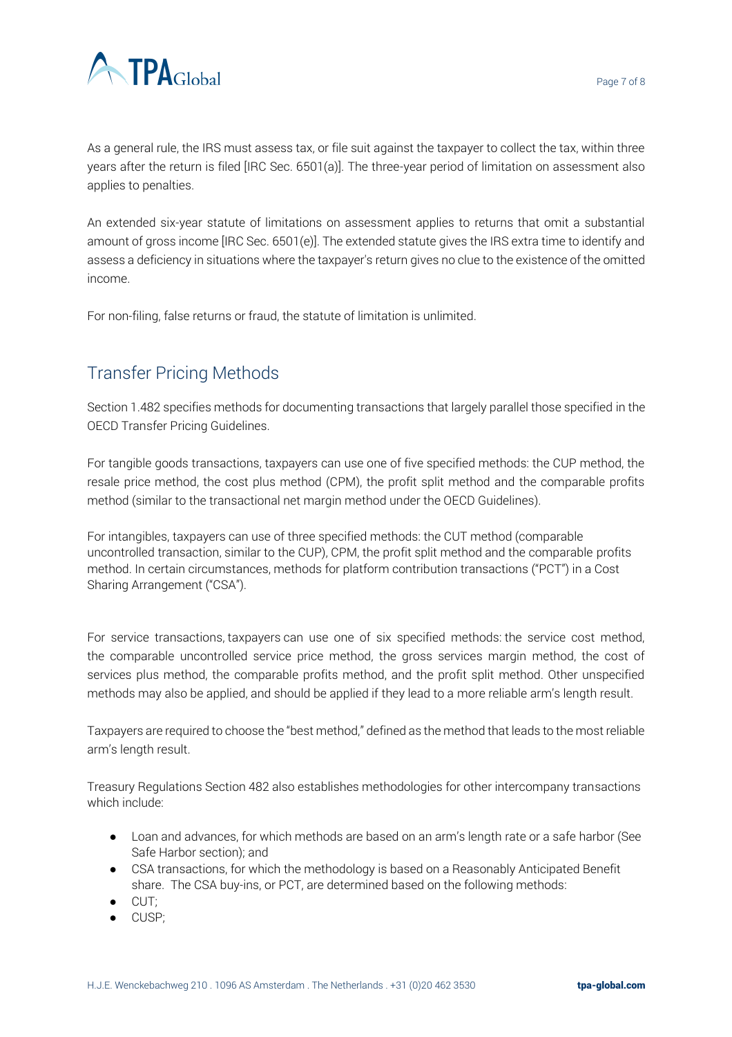As a general rule, the IRS must assess tax, or file suit against the taxpayer to collect the tax, within three years after the return is filed [IRC Sec. 6501(a)]. The three-year period of limitation on assessment also applies to penalties.

An extended six-year statute of limitations on assessment applies to returns that omit a substantial amount of gross income [IRC Sec. 6501(e)]. The extended statute gives the IRS extra time to identify and assess a deficiency in situations where the taxpayer's return gives no clue to the existence of the omitted income.

For non-filing, false returns or fraud, the statute of limitation is unlimited.

## Transfer Pricing Methods

Section 1.482 specifies methods for documenting transactions that largely parallel those specified in the OECD Transfer Pricing Guidelines.

For tangible goods transactions, taxpayers can use one of five specified methods: the CUP method, the resale price method, the cost plus method (CPM), the profit split method and the comparable profits method (similar to the transactional net margin method under the OECD Guidelines).

For intangibles, taxpayers can use of three specified methods: the CUT method (comparable uncontrolled transaction, similar to the CUP), CPM, the profit split method and the comparable profits method. In certain circumstances, methods for platform contribution transactions ("PCT") in a Cost Sharing Arrangement ("CSA").

For service transactions, taxpayers can use one of six specified methods: the service cost method, the comparable uncontrolled service price method, the gross services margin method, the cost of services plus method, the comparable profits method, and the profit split method. Other unspecified methods may also be applied, and should be applied if they lead to a more reliable arm's length result.

Taxpayers are required to choose the "best method," defined as the method that leads to the most reliable arm's length result.

Treasury Regulations Section 482 also establishes methodologies for other intercompany transactions which include:

- Loan and advances, for which methods are based on an arm's length rate or a safe harbor (See Safe Harbor section); and
- CSA transactions, for which the methodology is based on a Reasonably Anticipated Benefit share. The CSA buy-ins, or PCT, are determined based on the following methods:
- CUT;
- CUSP;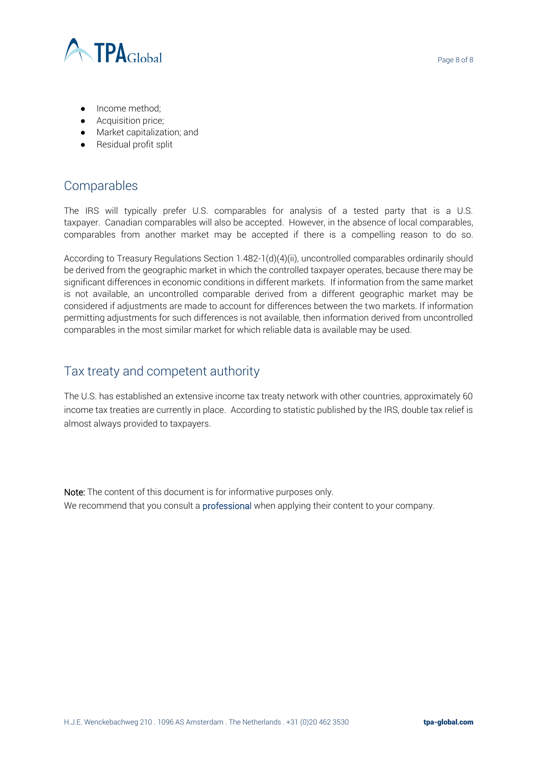- Income method;
- Acquisition price;
- Market capitalization; and
- Residual profit split

## Comparables

The IRS will typically prefer U.S. comparables for analysis of a tested party that is a U.S. taxpayer. Canadian comparables will also be accepted. However, in the absence of local comparables, comparables from another market may be accepted if there is a compelling reason to do so.

According to Treasury Regulations Section 1.482-1(d)(4)(ii), uncontrolled comparables ordinarily should be derived from the geographic market in which the controlled taxpayer operates, because there may be significant differences in economic conditions in different markets. If information from the same market is not available, an uncontrolled comparable derived from a different geographic market may be considered if adjustments are made to account for differences between the two markets. If information permitting adjustments for such differences is not available, then information derived from uncontrolled comparables in the most similar market for which reliable data is available may be used.

## Tax treaty and competent authority

The U.S. has established an extensive income tax treaty network with other countries, approximately 60 income tax treaties are currently in place. According to statistic published by the IRS, double tax relief is almost always provided to taxpayers.

**Note:** The content of this document is for informative purposes only.
We recommend that you consult a professional when applying their content to your company.